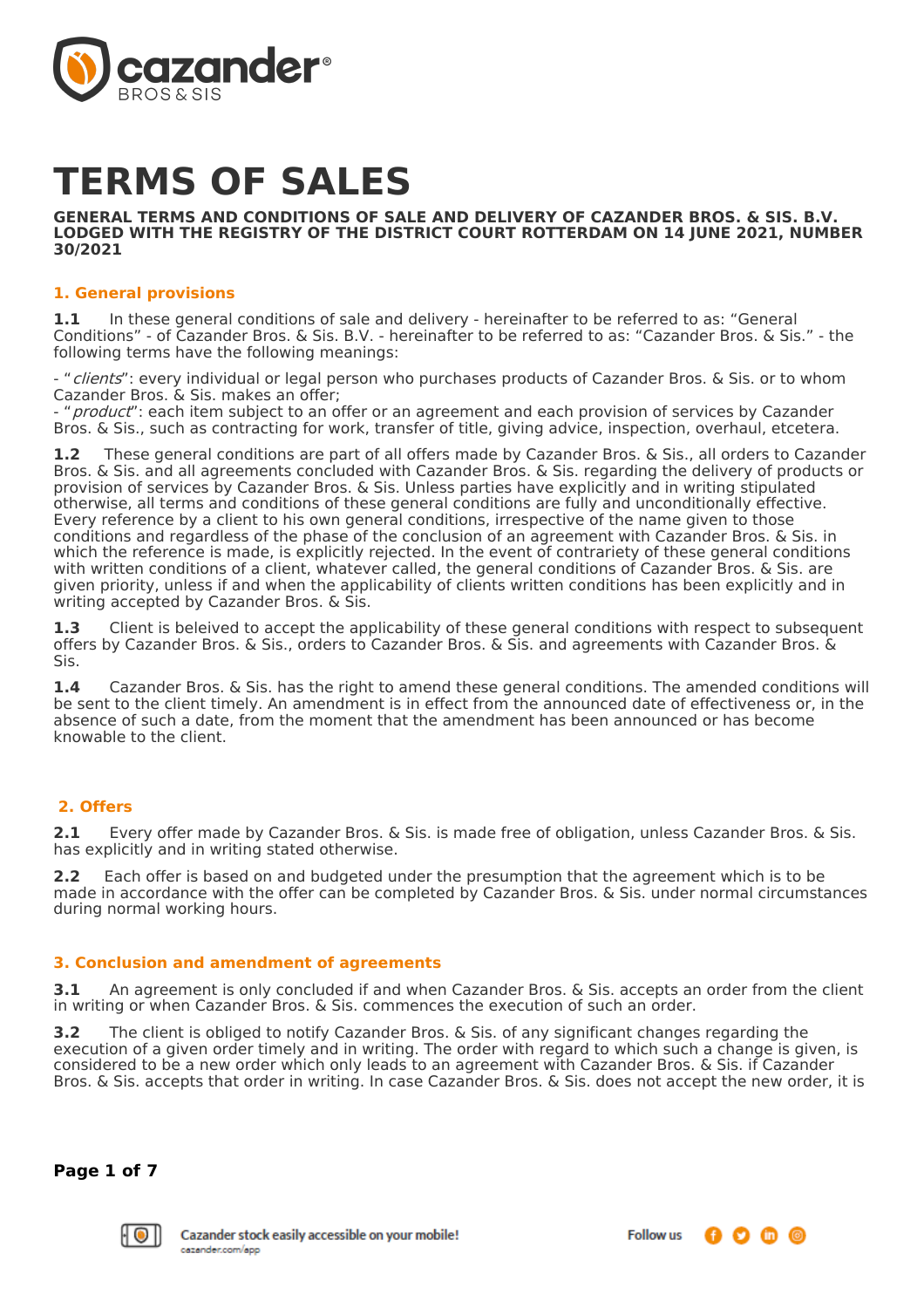# TERMS OF SALES

**GENERAL TERMS AND CONDITIONS OF SALE AND DELIVERY OF CAZANDER BROS. & SIS. B.V. LODGED WITH THE REGISTRY OF THE DISTRICT COURT ROTTERDAM ON 14 JUNE 2021, NUMBER 30/2021**

## 1. General provisions

**1.1** In these general conditions of sale and delivery - hereinafter to be referred to as: "General Conditions" - of Cazander Bros. & Sis. B.V. - hereinafter to be referred to as: "Cazander Bros. & Sis." - the following terms have the following meanings:

- "*clients*": every individual or legal person who purchases products of Cazander Bros. & Sis. or to whom Cazander Bros. & Sis. makes an offer;
- "*product*": each item subject to an offer or an agreement and each provision of services by Cazander Bros. & Sis., such as contracting for work, transfer of title, giving advice, inspection, overhaul, etcetera.

**1.2** These general conditions are part of all offers made by Cazander Bros. & Sis., all orders to Cazander Bros. & Sis. and all agreements concluded with Cazander Bros. & Sis. regarding the delivery of products or provision of services by Cazander Bros. & Sis. Unless parties have explicitly and in writing stipulated otherwise, all terms and conditions of these general conditions are fully and unconditionally effective. Every reference by a client to his own general conditions, irrespective of the name given to those conditions and regardless of the phase of the conclusion of an agreement with Cazander Bros. & Sis. in which the reference is made, is explicitly rejected. In the event of contrariety of these general conditions with written conditions of a client, whatever called, the general conditions of Cazander Bros. & Sis. are given priority, unless if and when the applicability of clients written conditions has been explicitly and in writing accepted by Cazander Bros. & Sis.

**1.3** Client is beleived to accept the applicability of these general conditions with respect to subsequent offers by Cazander Bros. & Sis., orders to Cazander Bros. & Sis. and agreements with Cazander Bros. & Sis.

**1.4** Cazander Bros. & Sis. has the right to amend these general conditions. The amended conditions will be sent to the client timely. An amendment is in effect from the announced date of effectiveness or, in the absence of such a date, from the moment that the amendment has been announced or has become knowable to the client.

## 2. Offers

**2.1** Every offer made by Cazander Bros. & Sis. is made free of obligation, unless Cazander Bros. & Sis. has explicitly and in writing stated otherwise.

**2.2** Each offer is based on and budgeted under the presumption that the agreement which is to be made in accordance with the offer can be completed by Cazander Bros. & Sis. under normal circumstances during normal working hours.

## 3. Conclusion and amendment of agreements

**3.1** An agreement is only concluded if and when Cazander Bros. & Sis. accepts an order from the client in writing or when Cazander Bros. & Sis. commences the execution of such an order.

**3.2** The client is obliged to notify Cazander Bros. & Sis. of any significant changes regarding the execution of a given order timely and in writing. The order with regard to which such a change is given, is considered to be a new order which only leads to an agreement with Cazander Bros. & Sis. if Cazander Bros. & Sis. accepts that order in writing. In case Cazander Bros. & Sis. does not accept the new order, it is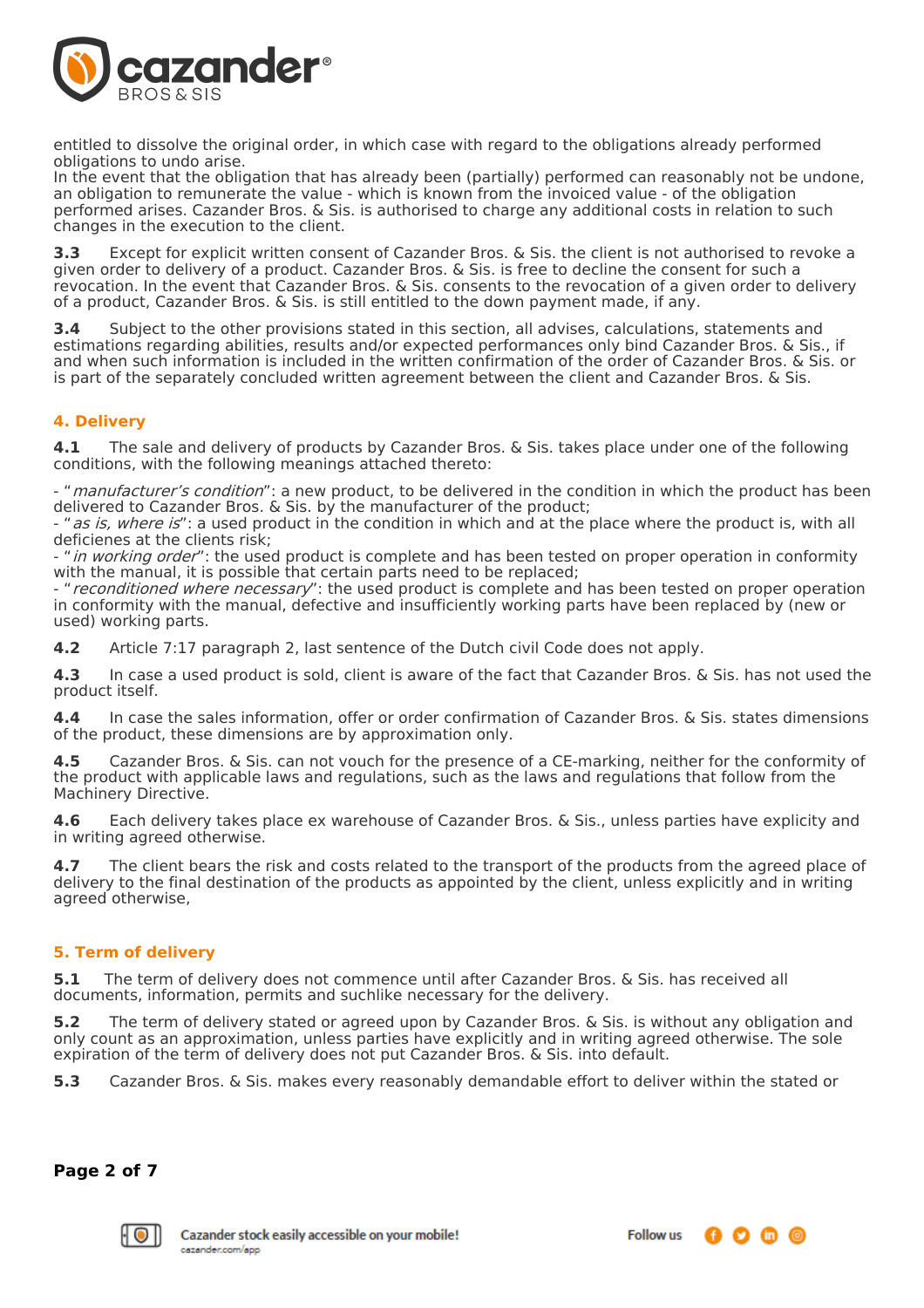entitled to dissolve the original order, in which case with regard to the obligations already performed obligations to undo arise.
In the event that the obligation that has already been (partially) performed can reasonably not be undone, an obligation to remunerate the value - which is known from the invoiced value - of the obligation performed arises. Cazander Bros. & Sis. is authorised to charge any additional costs in relation to such changes in the execution to the client.

**3.3** Except for explicit written consent of Cazander Bros. & Sis. the client is not authorised to revoke a given order to delivery of a product. Cazander Bros. & Sis. is free to decline the consent for such a revocation. In the event that Cazander Bros. & Sis. consents to the revocation of a given order to delivery of a product, Cazander Bros. & Sis. is still entitled to the down payment made, if any.

**3.4** Subject to the other provisions stated in this section, all advises, calculations, statements and estimations regarding abilities, results and/or expected performances only bind Cazander Bros. & Sis., if and when such information is included in the written confirmation of the order of Cazander Bros. & Sis. or is part of the separately concluded written agreement between the client and Cazander Bros. & Sis.

## 4. Delivery

**4.1** The sale and delivery of products by Cazander Bros. & Sis. takes place under one of the following conditions, with the following meanings attached thereto:

- "*manufacturer's condition*": a new product, to be delivered in the condition in which the product has been delivered to Cazander Bros. & Sis. by the manufacturer of the product;
- "*as is, where is*": a used product in the condition in which and at the place where the product is, with all deficienes at the clients risk;
- "*in working order*": the used product is complete and has been tested on proper operation in conformity with the manual, it is possible that certain parts need to be replaced;
- "*reconditioned where necessary*": the used product is complete and has been tested on proper operation in conformity with the manual, defective and insufficiently working parts have been replaced by (new or used) working parts.

**4.2** Article 7:17 paragraph 2, last sentence of the Dutch civil Code does not apply.

**4.3** In case a used product is sold, client is aware of the fact that Cazander Bros. & Sis. has not used the product itself.

**4.4** In case the sales information, offer or order confirmation of Cazander Bros. & Sis. states dimensions of the product, these dimensions are by approximation only.

**4.5** Cazander Bros. & Sis. can not vouch for the presence of a CE-marking, neither for the conformity of the product with applicable laws and regulations, such as the laws and regulations that follow from the Machinery Directive.

**4.6** Each delivery takes place ex warehouse of Cazander Bros. & Sis., unless parties have explicity and in writing agreed otherwise.

**4.7** The client bears the risk and costs related to the transport of the products from the agreed place of delivery to the final destination of the products as appointed by the client, unless explicitly and in writing agreed otherwise,

## 5. Term of delivery

**5.1** The term of delivery does not commence until after Cazander Bros. & Sis. has received all documents, information, permits and suchlike necessary for the delivery.

**5.2** The term of delivery stated or agreed upon by Cazander Bros. & Sis. is without any obligation and only count as an approximation, unless parties have explicitly and in writing agreed otherwise. The sole expiration of the term of delivery does not put Cazander Bros. & Sis. into default.

**5.3** Cazander Bros. & Sis. makes every reasonably demandable effort to deliver within the stated or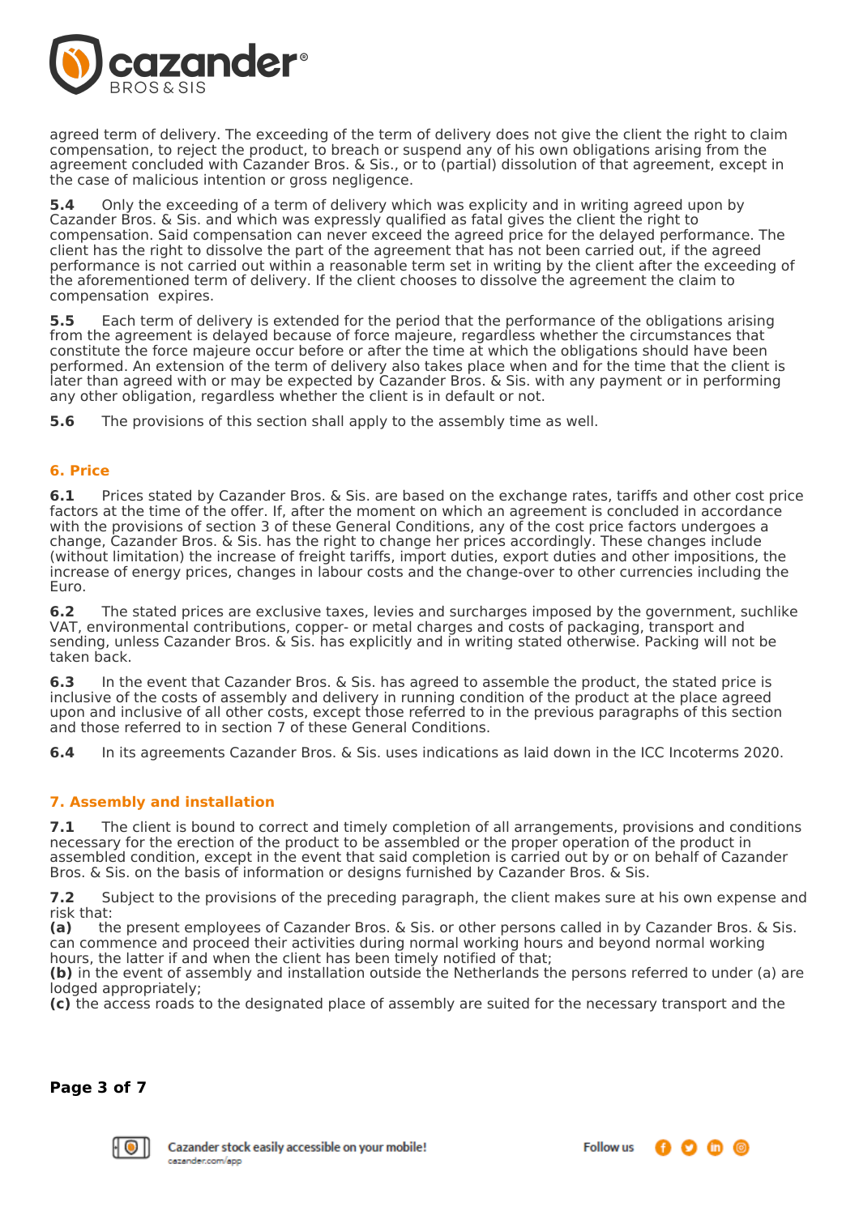agreed term of delivery. The exceeding of the term of delivery does not give the client the right to claim compensation, to reject the product, to breach or suspend any of his own obligations arising from the agreement concluded with Cazander Bros. & Sis., or to (partial) dissolution of that agreement, except in the case of malicious intention or gross negligence.

**5.4** Only the exceeding of a term of delivery which was explicity and in writing agreed upon by Cazander Bros. & Sis. and which was expressly qualified as fatal gives the client the right to compensation. Said compensation can never exceed the agreed price for the delayed performance. The client has the right to dissolve the part of the agreement that has not been carried out, if the agreed performance is not carried out within a reasonable term set in writing by the client after the exceeding of the aforementioned term of delivery. If the client chooses to dissolve the agreement the claim to compensation expires.

**5.5** Each term of delivery is extended for the period that the performance of the obligations arising from the agreement is delayed because of force majeure, regardless whether the circumstances that constitute the force majeure occur before or after the time at which the obligations should have been performed. An extension of the term of delivery also takes place when and for the time that the client is later than agreed with or may be expected by Cazander Bros. & Sis. with any payment or in performing any other obligation, regardless whether the client is in default or not.

**5.6** The provisions of this section shall apply to the assembly time as well.

## 6. Price

**6.1** Prices stated by Cazander Bros. & Sis. are based on the exchange rates, tariffs and other cost price factors at the time of the offer. If, after the moment on which an agreement is concluded in accordance with the provisions of section 3 of these General Conditions, any of the cost price factors undergoes a change, Cazander Bros. & Sis. has the right to change her prices accordingly. These changes include (without limitation) the increase of freight tariffs, import duties, export duties and other impositions, the increase of energy prices, changes in labour costs and the change-over to other currencies including the Euro.

**6.2** The stated prices are exclusive taxes, levies and surcharges imposed by the government, suchlike VAT, environmental contributions, copper- or metal charges and costs of packaging, transport and sending, unless Cazander Bros. & Sis. has explicitly and in writing stated otherwise. Packing will not be taken back.

**6.3** In the event that Cazander Bros. & Sis. has agreed to assemble the product, the stated price is inclusive of the costs of assembly and delivery in running condition of the product at the place agreed upon and inclusive of all other costs, except those referred to in the previous paragraphs of this section and those referred to in section 7 of these General Conditions.

**6.4** In its agreements Cazander Bros. & Sis. uses indications as laid down in the ICC Incoterms 2020.

## 7. Assembly and installation

**7.1** The client is bound to correct and timely completion of all arrangements, provisions and conditions necessary for the erection of the product to be assembled or the proper operation of the product in assembled condition, except in the event that said completion is carried out by or on behalf of Cazander Bros. & Sis. on the basis of information or designs furnished by Cazander Bros. & Sis.

**7.2** Subject to the provisions of the preceding paragraph, the client makes sure at his own expense and risk that:
**(a)** the present employees of Cazander Bros. & Sis. or other persons called in by Cazander Bros. & Sis. can commence and proceed their activities during normal working hours and beyond normal working hours, the latter if and when the client has been timely notified of that;
**(b)** in the event of assembly and installation outside the Netherlands the persons referred to under (a) are lodged appropriately;
**(c)** the access roads to the designated place of assembly are suited for the necessary transport and the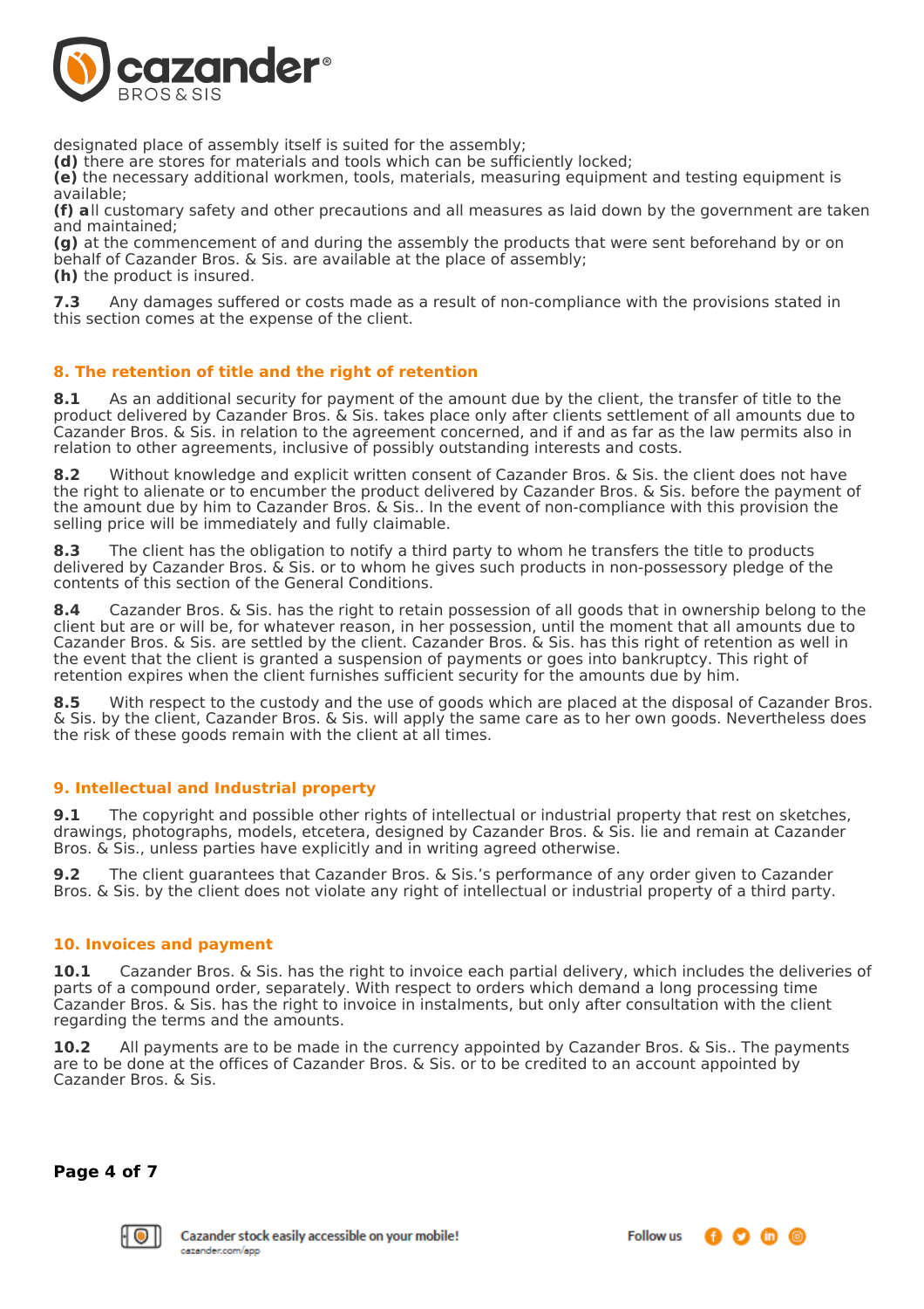designated place of assembly itself is suited for the assembly;
**(d)** there are stores for materials and tools which can be sufficiently locked;
**(e)** the necessary additional workmen, tools, materials, measuring equipment and testing equipment is available;
**(f) a**ll customary safety and other precautions and all measures as laid down by the government are taken and maintained;
**(g)** at the commencement of and during the assembly the products that were sent beforehand by or on behalf of Cazander Bros. & Sis. are available at the place of assembly;
**(h)** the product is insured.

**7.3** Any damages suffered or costs made as a result of non-compliance with the provisions stated in this section comes at the expense of the client.

## 8. The retention of title and the right of retention

**8.1** As an additional security for payment of the amount due by the client, the transfer of title to the product delivered by Cazander Bros. & Sis. takes place only after clients settlement of all amounts due to Cazander Bros. & Sis. in relation to the agreement concerned, and if and as far as the law permits also in relation to other agreements, inclusive of possibly outstanding interests and costs.

**8.2** Without knowledge and explicit written consent of Cazander Bros. & Sis. the client does not have the right to alienate or to encumber the product delivered by Cazander Bros. & Sis. before the payment of the amount due by him to Cazander Bros. & Sis.. In the event of non-compliance with this provision the selling price will be immediately and fully claimable.

**8.3** The client has the obligation to notify a third party to whom he transfers the title to products delivered by Cazander Bros. & Sis. or to whom he gives such products in non-possessory pledge of the contents of this section of the General Conditions.

**8.4** Cazander Bros. & Sis. has the right to retain possession of all goods that in ownership belong to the client but are or will be, for whatever reason, in her possession, until the moment that all amounts due to Cazander Bros. & Sis. are settled by the client. Cazander Bros. & Sis. has this right of retention as well in the event that the client is granted a suspension of payments or goes into bankruptcy. This right of retention expires when the client furnishes sufficient security for the amounts due by him.

**8.5** With respect to the custody and the use of goods which are placed at the disposal of Cazander Bros. & Sis. by the client, Cazander Bros. & Sis. will apply the same care as to her own goods. Nevertheless does the risk of these goods remain with the client at all times.

## 9. Intellectual and Industrial property

**9.1** The copyright and possible other rights of intellectual or industrial property that rest on sketches, drawings, photographs, models, etcetera, designed by Cazander Bros. & Sis. lie and remain at Cazander Bros. & Sis., unless parties have explicitly and in writing agreed otherwise.

**9.2** The client guarantees that Cazander Bros. & Sis.'s performance of any order given to Cazander Bros. & Sis. by the client does not violate any right of intellectual or industrial property of a third party.

## 10. Invoices and payment

**10.1** Cazander Bros. & Sis. has the right to invoice each partial delivery, which includes the deliveries of parts of a compound order, separately. With respect to orders which demand a long processing time Cazander Bros. & Sis. has the right to invoice in instalments, but only after consultation with the client regarding the terms and the amounts.

**10.2** All payments are to be made in the currency appointed by Cazander Bros. & Sis.. The payments are to be done at the offices of Cazander Bros. & Sis. or to be credited to an account appointed by Cazander Bros. & Sis.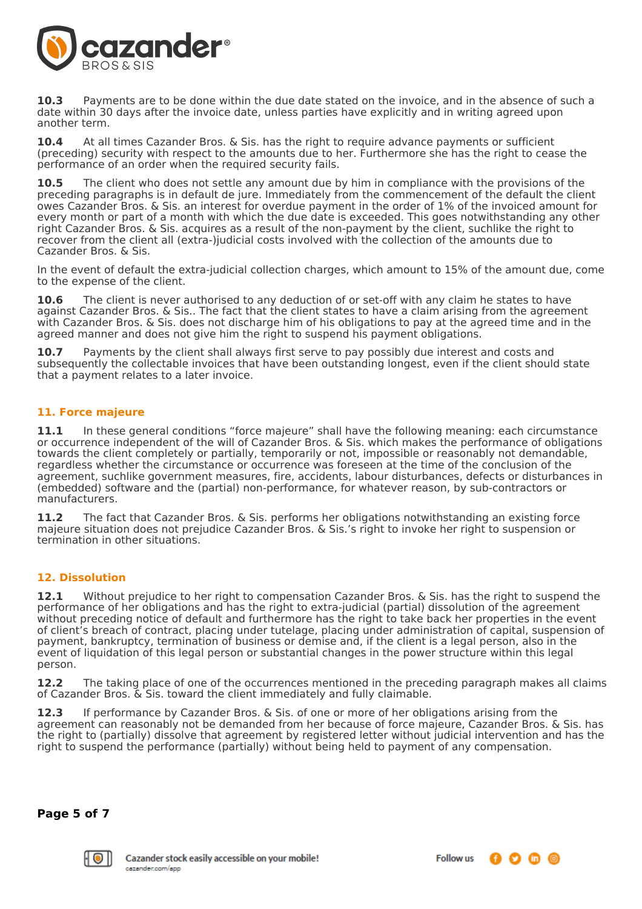**10.3** Payments are to be done within the due date stated on the invoice, and in the absence of such a date within 30 days after the invoice date, unless parties have explicitly and in writing agreed upon another term.

**10.4** At all times Cazander Bros. & Sis. has the right to require advance payments or sufficient (preceding) security with respect to the amounts due to her. Furthermore she has the right to cease the performance of an order when the required security fails.

**10.5** The client who does not settle any amount due by him in compliance with the provisions of the preceding paragraphs is in default de jure. Immediately from the commencement of the default the client owes Cazander Bros. & Sis. an interest for overdue payment in the order of 1% of the invoiced amount for every month or part of a month with which the due date is exceeded. This goes notwithstanding any other right Cazander Bros. & Sis. acquires as a result of the non-payment by the client, suchlike the right to recover from the client all (extra-)judicial costs involved with the collection of the amounts due to Cazander Bros. & Sis.

In the event of default the extra-judicial collection charges, which amount to 15% of the amount due, come to the expense of the client.

**10.6** The client is never authorised to any deduction of or set-off with any claim he states to have against Cazander Bros. & Sis.. The fact that the client states to have a claim arising from the agreement with Cazander Bros. & Sis. does not discharge him of his obligations to pay at the agreed time and in the agreed manner and does not give him the right to suspend his payment obligations.

**10.7** Payments by the client shall always first serve to pay possibly due interest and costs and subsequently the collectable invoices that have been outstanding longest, even if the client should state that a payment relates to a later invoice.

## 11. Force majeure

**11.1** In these general conditions "force majeure" shall have the following meaning: each circumstance or occurrence independent of the will of Cazander Bros. & Sis. which makes the performance of obligations towards the client completely or partially, temporarily or not, impossible or reasonably not demandable, regardless whether the circumstance or occurrence was foreseen at the time of the conclusion of the agreement, suchlike government measures, fire, accidents, labour disturbances, defects or disturbances in (embedded) software and the (partial) non-performance, for whatever reason, by sub-contractors or manufacturers.

**11.2** The fact that Cazander Bros. & Sis. performs her obligations notwithstanding an existing force majeure situation does not prejudice Cazander Bros. & Sis.'s right to invoke her right to suspension or termination in other situations.

## 12. Dissolution

**12.1** Without prejudice to her right to compensation Cazander Bros. & Sis. has the right to suspend the performance of her obligations and has the right to extra-judicial (partial) dissolution of the agreement without preceding notice of default and furthermore has the right to take back her properties in the event of client's breach of contract, placing under tutelage, placing under administration of capital, suspension of payment, bankruptcy, termination of business or demise and, if the client is a legal person, also in the event of liquidation of this legal person or substantial changes in the power structure within this legal person.

**12.2** The taking place of one of the occurrences mentioned in the preceding paragraph makes all claims of Cazander Bros. & Sis. toward the client immediately and fully claimable.

**12.3** If performance by Cazander Bros. & Sis. of one or more of her obligations arising from the agreement can reasonably not be demanded from her because of force majeure, Cazander Bros. & Sis. has the right to (partially) dissolve that agreement by registered letter without judicial intervention and has the right to suspend the performance (partially) without being held to payment of any compensation.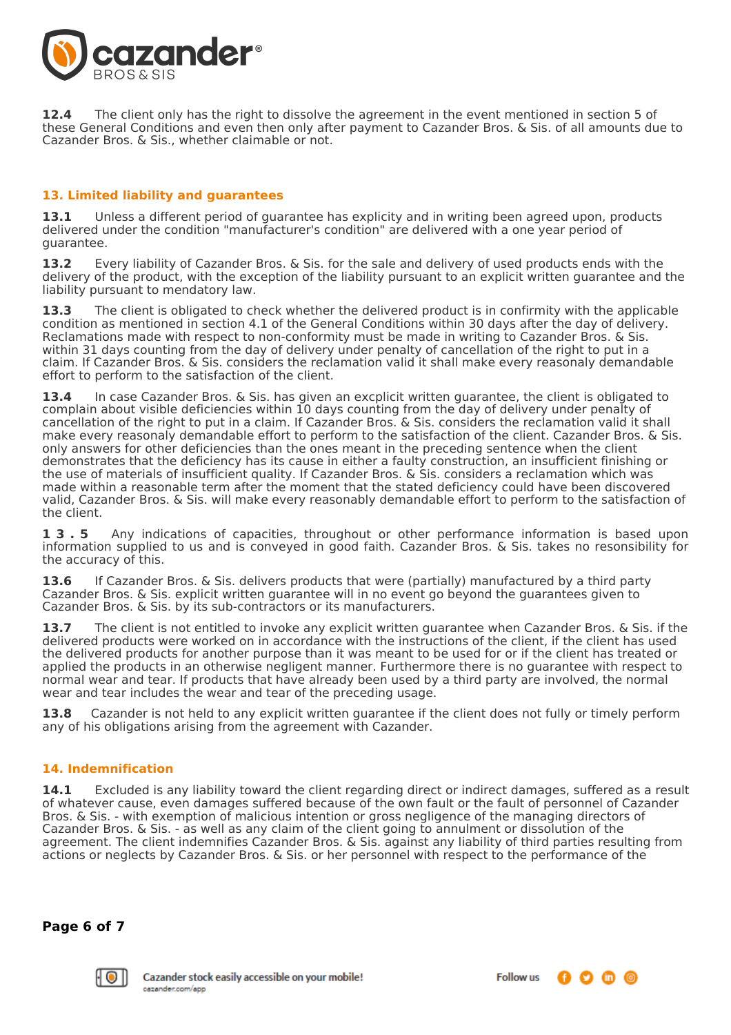**12.4** The client only has the right to dissolve the agreement in the event mentioned in section 5 of these General Conditions and even then only after payment to Cazander Bros. & Sis. of all amounts due to Cazander Bros. & Sis., whether claimable or not.

## 13. Limited liability and guarantees

**13.1** Unless a different period of guarantee has explicity and in writing been agreed upon, products delivered under the condition "manufacturer's condition" are delivered with a one year period of guarantee.

**13.2** Every liability of Cazander Bros. & Sis. for the sale and delivery of used products ends with the delivery of the product, with the exception of the liability pursuant to an explicit written guarantee and the liability pursuant to mandatory law.

**13.3** The client is obligated to check whether the delivered product is in confirmity with the applicable condition as mentioned in section 4.1 of the General Conditions within 30 days after the day of delivery. Reclamations made with respect to non-conformity must be made in writing to Cazander Bros. & Sis. within 31 days counting from the day of delivery under penalty of cancellation of the right to put in a claim. If Cazander Bros. & Sis. considers the reclamation valid it shall make every reasonaly demandable effort to perform to the satisfaction of the client.

**13.4** In case Cazander Bros. & Sis. has given an excplicit written guarantee, the client is obligated to complain about visible deficiencies within 10 days counting from the day of delivery under penalty of cancellation of the right to put in a claim. If Cazander Bros. & Sis. considers the reclamation valid it shall make every reasonaly demandable effort to perform to the satisfaction of the client. Cazander Bros. & Sis. only answers for other deficiencies than the ones meant in the preceding sentence when the client demonstrates that the deficiency has its cause in either a faulty construction, an insufficient finishing or the use of materials of insufficient quality. If Cazander Bros. & Sis. considers a reclamation which was made within a reasonable term after the moment that the stated deficiency could have been discovered valid, Cazander Bros. & Sis. will make every reasonably demandable effort to perform to the satisfaction of the client.

**13.5** Any indications of capacities, throughout or other performance information is based upon information supplied to us and is conveyed in good faith. Cazander Bros. & Sis. takes no resonsibility for the accuracy of this.

**13.6** If Cazander Bros. & Sis. delivers products that were (partially) manufactured by a third party Cazander Bros. & Sis. explicit written guarantee will in no event go beyond the guarantees given to Cazander Bros. & Sis. by its sub-contractors or its manufacturers.

**13.7** The client is not entitled to invoke any explicit written guarantee when Cazander Bros. & Sis. if the delivered products were worked on in accordance with the instructions of the client, if the client has used the delivered products for another purpose than it was meant to be used for or if the client has treated or applied the products in an otherwise negligent manner. Furthermore there is no guarantee with respect to normal wear and tear. If products that have already been used by a third party are involved, the normal wear and tear includes the wear and tear of the preceding usage.

**13.8** Cazander is not held to any explicit written guarantee if the client does not fully or timely perform any of his obligations arising from the agreement with Cazander.

## 14. Indemnification

**14.1** Excluded is any liability toward the client regarding direct or indirect damages, suffered as a result of whatever cause, even damages suffered because of the own fault or the fault of personnel of Cazander Bros. & Sis. - with exemption of malicious intention or gross negligence of the managing directors of Cazander Bros. & Sis. - as well as any claim of the client going to annulment or dissolution of the agreement. The client indemnifies Cazander Bros. & Sis. against any liability of third parties resulting from actions or neglects by Cazander Bros. & Sis. or her personnel with respect to the performance of the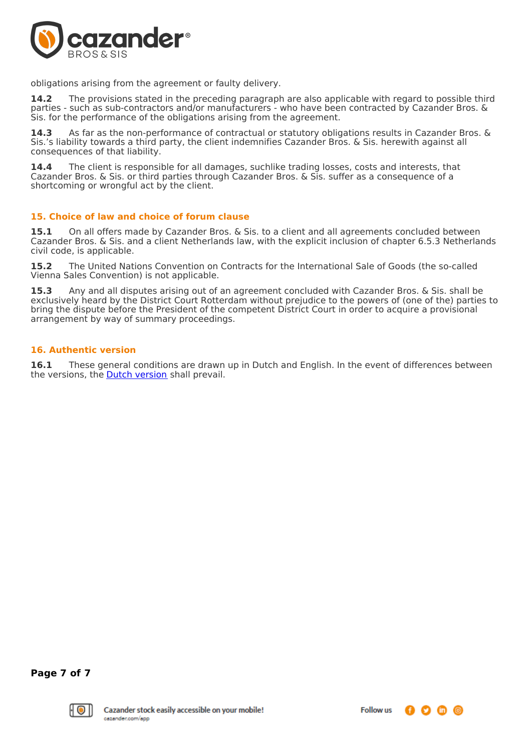obligations arising from the agreement or faulty delivery.

**14.2** The provisions stated in the preceding paragraph are also applicable with regard to possible third parties - such as sub-contractors and/or manufacturers - who have been contracted by Cazander Bros. & Sis. for the performance of the obligations arising from the agreement.

**14.3** As far as the non-performance of contractual or statutory obligations results in Cazander Bros. & Sis.'s liability towards a third party, the client indemnifies Cazander Bros. & Sis. herewith against all consequences of that liability.

**14.4** The client is responsible for all damages, suchlike trading losses, costs and interests, that Cazander Bros. & Sis. or third parties through Cazander Bros. & Sis. suffer as a consequence of a shortcoming or wrongful act by the client.

## 15. Choice of law and choice of forum clause

**15.1** On all offers made by Cazander Bros. & Sis. to a client and all agreements concluded between Cazander Bros. & Sis. and a client Netherlands law, with the explicit inclusion of chapter 6.5.3 Netherlands civil code, is applicable.

**15.2** The United Nations Convention on Contracts for the International Sale of Goods (the so-called Vienna Sales Convention) is not applicable.

**15.3** Any and all disputes arising out of an agreement concluded with Cazander Bros. & Sis. shall be exclusively heard by the District Court Rotterdam without prejudice to the powers of (one of the) parties to bring the dispute before the President of the competent District Court in order to acquire a provisional arrangement by way of summary proceedings.

## 16. Authentic version

**16.1** These general conditions are drawn up in Dutch and English. In the event of differences between the versions, the Dutch version shall prevail.